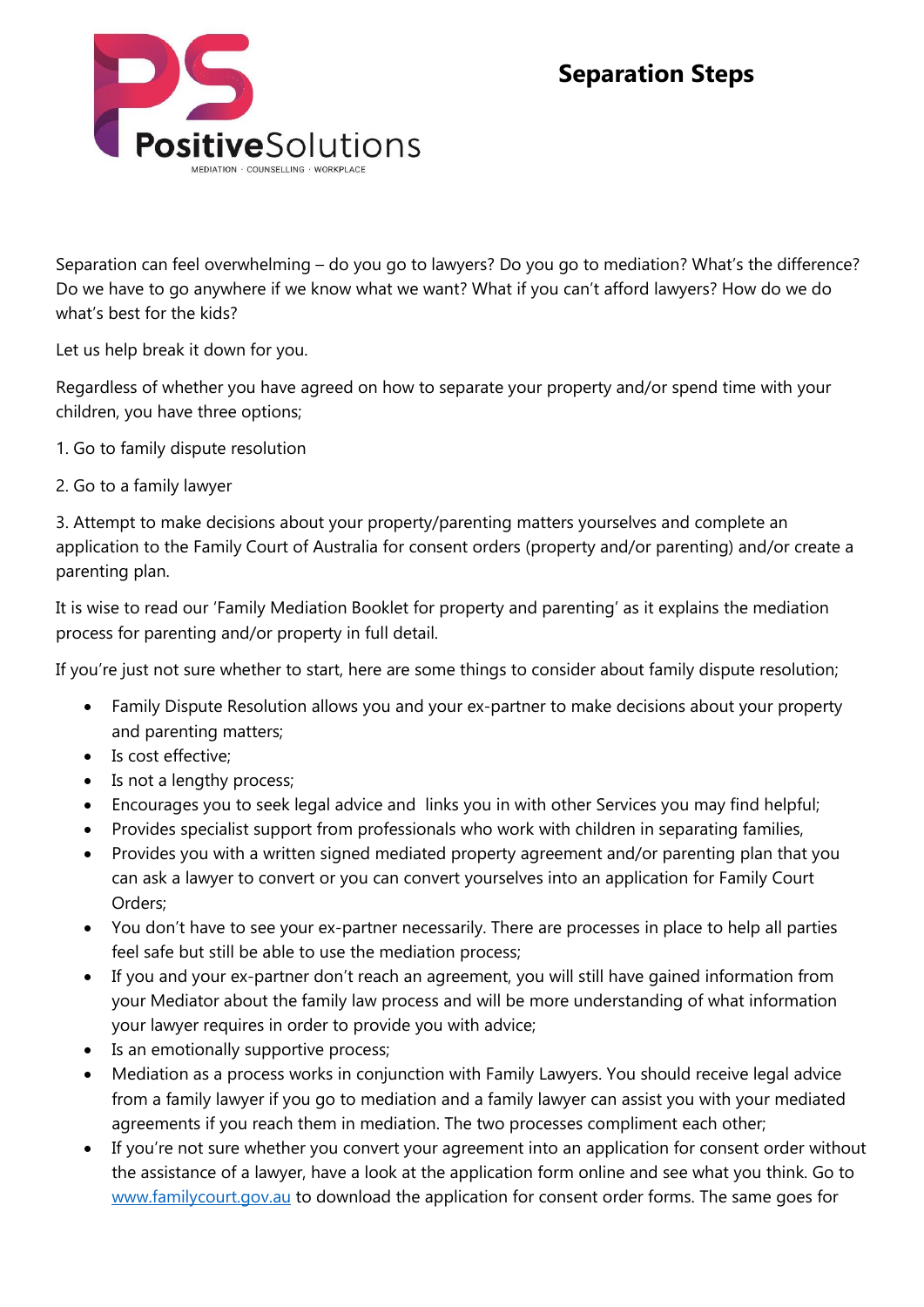# Separation Steps

Separation can feel overwhelming – do you go to lawyers? Do you go to mediation? What's the difference? Do we have to go anywhere if we know what we want? What if you can't afford lawyers? How do we do what's best for the kids?

Let us help break it down for you.

Regardless of whether you have agreed on how to separate your property and/or spend time with your children, you have three options;

1. Go to family dispute resolution

2. Go to a family lawyer

3. Attempt to make decisions about your property/parenting matters yourselves and complete an application to the Family Court of Australia for consent orders (property and/or parenting) and/or create a parenting plan.

It is wise to read our 'Family Mediation Booklet for property and parenting' as it explains the mediation process for parenting and/or property in full detail.

If you're just not sure whether to start, here are some things to consider about family dispute resolution;

- Family Dispute Resolution allows you and your ex-partner to make decisions about your property and parenting matters;
- Is cost effective;
- Is not a lengthy process;
- Encourages you to seek legal advice and links you in with other Services you may find helpful;
- Provides specialist support from professionals who work with children in separating families,
- Provides you with a written signed mediated property agreement and/or parenting plan that you can ask a lawyer to convert or you can convert yourselves into an application for Family Court Orders;
- You don't have to see your ex-partner necessarily. There are processes in place to help all parties feel safe but still be able to use the mediation process;
- If you and your ex-partner don't reach an agreement, you will still have gained information from your Mediator about the family law process and will be more understanding of what information your lawyer requires in order to provide you with advice;
- Is an emotionally supportive process;
- Mediation as a process works in conjunction with Family Lawyers. You should receive legal advice from a family lawyer if you go to mediation and a family lawyer can assist you with your mediated agreements if you reach them in mediation. The two processes compliment each other;
- If you're not sure whether you convert your agreement into an application for consent order without the assistance of a lawyer, have a look at the application form online and see what you think. Go to [www.familycourt.gov.au](http://www.familycourt.gov.au) to download the application for consent order forms. The same goes for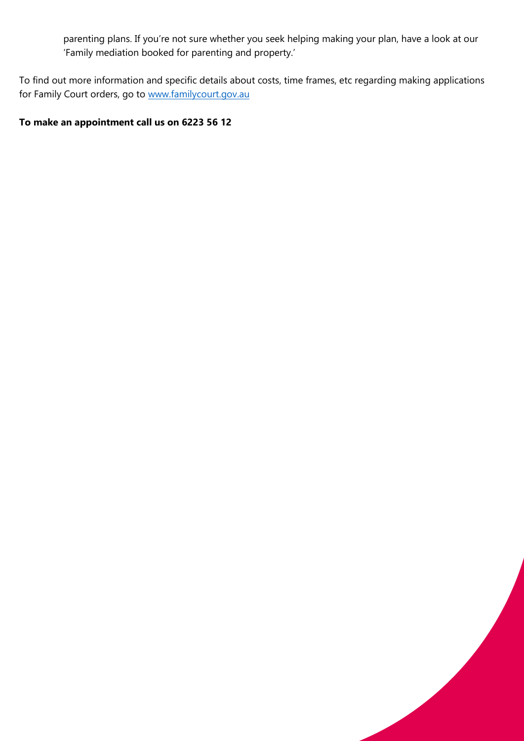parenting plans. If you're not sure whether you seek helping making your plan, have a look at our 'Family mediation booked for parenting and property.'

To find out more information and specific details about costs, time frames, etc regarding making applications for Family Court orders, go to [www.familycourt.gov.au](http://www.familycourt.gov.au)

**To make an appointment call us on 6223 56 12**